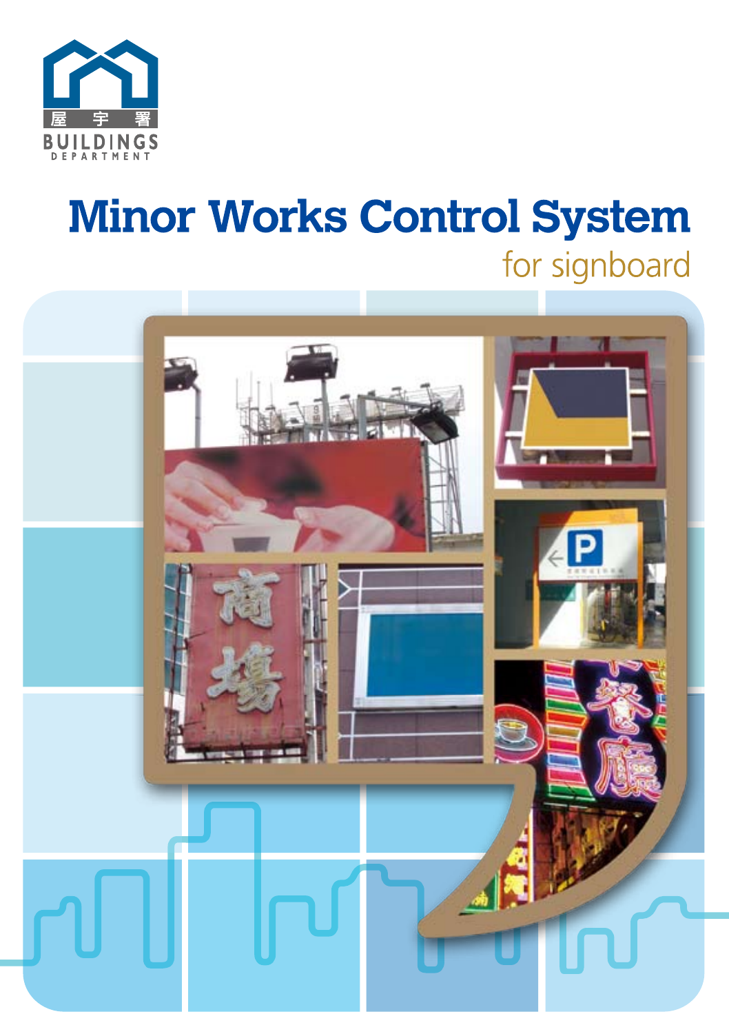屋宇署
BUILDINGS DEPARTMENT

# Minor Works Control System

## for signboard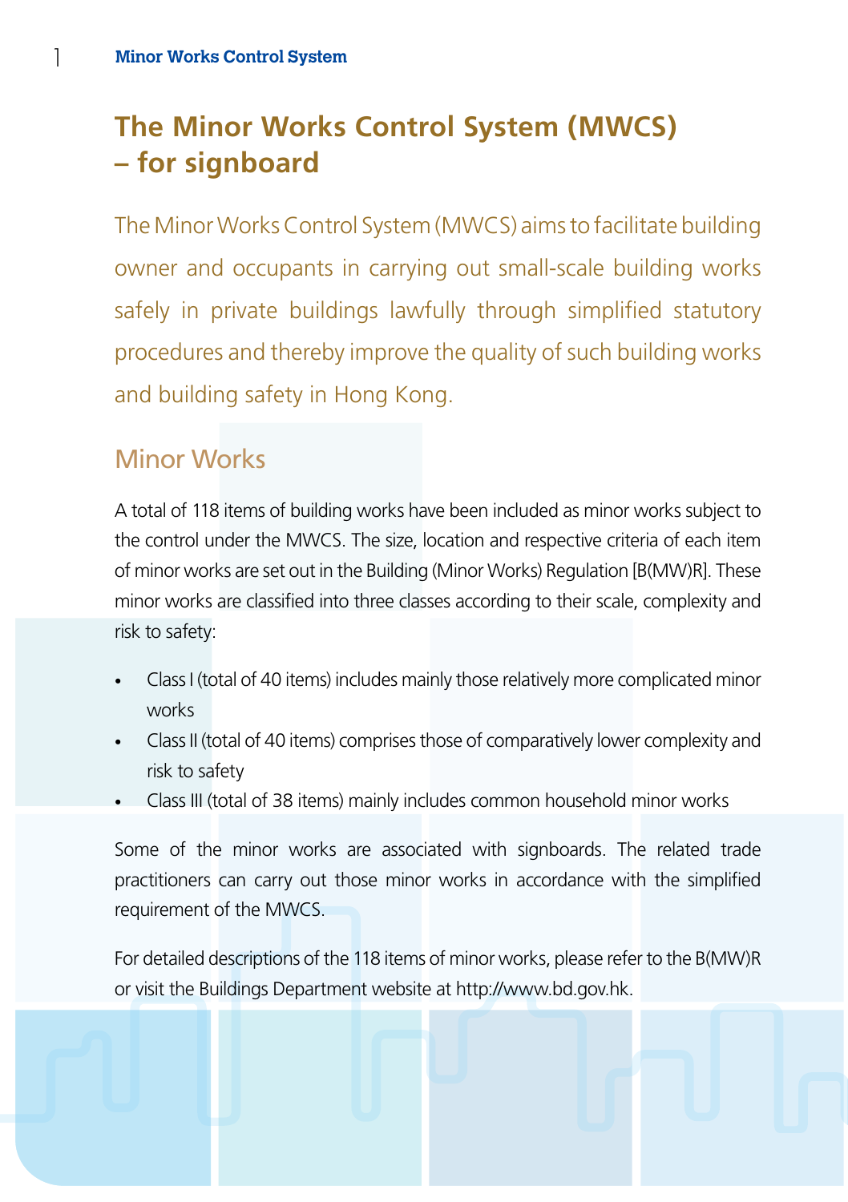# The Minor Works Control System (MWCS) – for signboard

The Minor Works Control System (MWCS) aims to facilitate building owner and occupants in carrying out small-scale building works safely in private buildings lawfully through simplified statutory procedures and thereby improve the quality of such building works and building safety in Hong Kong.

## Minor Works

A total of 118 items of building works have been included as minor works subject to the control under the MWCS. The size, location and respective criteria of each item of minor works are set out in the Building (Minor Works) Regulation [B(MW)R]. These minor works are classified into three classes according to their scale, complexity and risk to safety:

- Class I (total of 40 items) includes mainly those relatively more complicated minor works
- Class II (total of 40 items) comprises those of comparatively lower complexity and risk to safety
- Class III (total of 38 items) mainly includes common household minor works

Some of the minor works are associated with signboards. The related trade practitioners can carry out those minor works in accordance with the simplified requirement of the MWCS.

For detailed descriptions of the 118 items of minor works, please refer to the B(MW)R or visit the Buildings Department website at http://www.bd.gov.hk.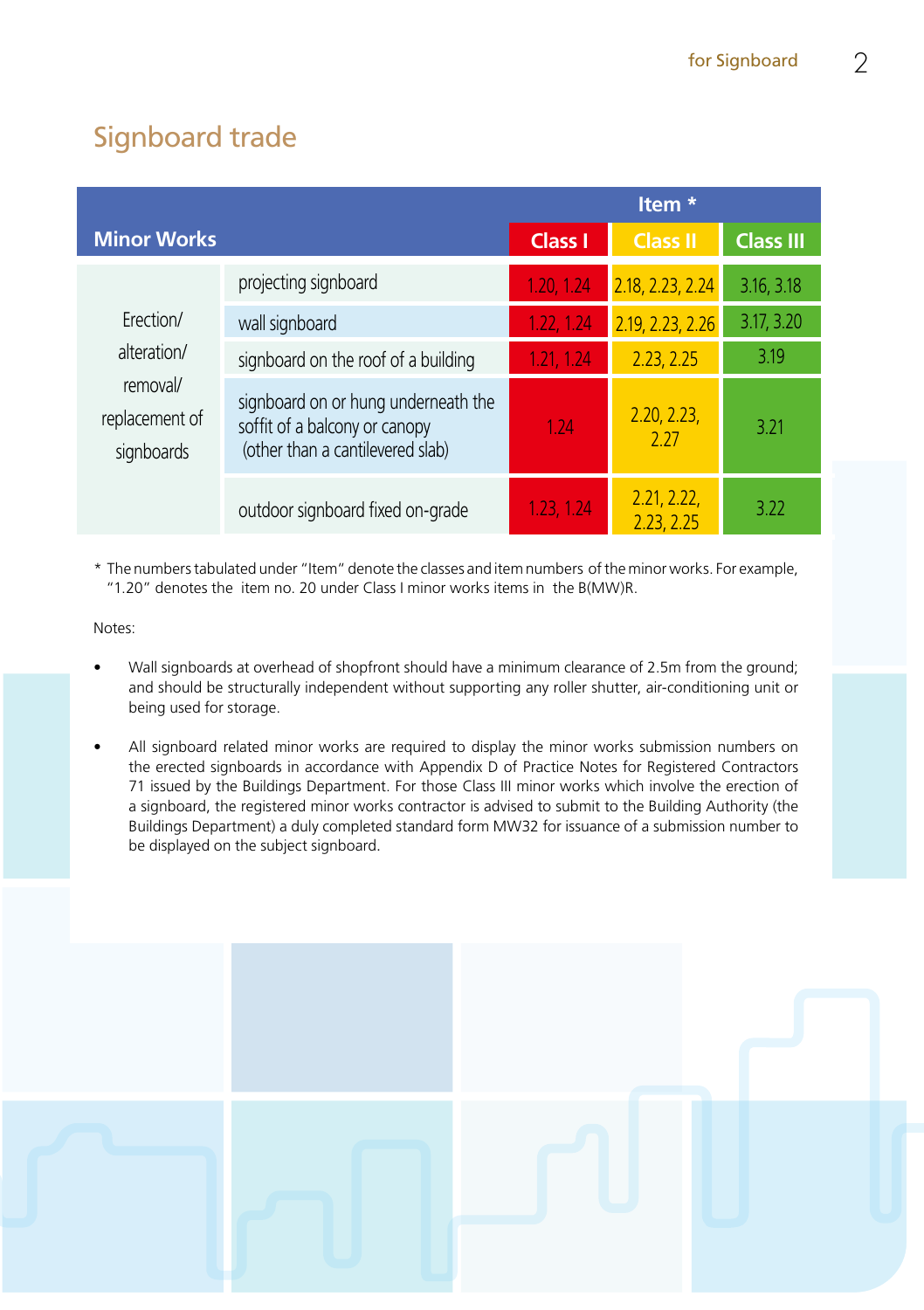## Signboard trade

| Minor Works | | Item * | | |
|---|---|---|---|---|
| | | Class I | Class II | Class III |
| Erection/ alteration/ removal/ replacement of signboards | projecting signboard | 1.20, 1.24 | 2.18, 2.23, 2.24 | 3.16, 3.18 |
| | wall signboard | 1.22, 1.24 | 2.19, 2.23, 2.26 | 3.17, 3.20 |
| | signboard on the roof of a building | 1.21, 1.24 | 2.23, 2.25 | 3.19 |
| | signboard on or hung underneath the soffit of a balcony or canopy (other than a cantilevered slab) | 1.24 | 2.20, 2.23, 2.27 | 3.21 |
| | outdoor signboard fixed on-grade | 1.23, 1.24 | 2.21, 2.22, 2.23, 2.25 | 3.22 |

* The numbers tabulated under "Item" denote the classes and item numbers of the minor works. For example, "1.20" denotes the item no. 20 under Class I minor works items in the B(MW)R.

Notes:

- Wall signboards at overhead of shopfront should have a minimum clearance of 2.5m from the ground; and should be structurally independent without supporting any roller shutter, air-conditioning unit or being used for storage.
- All signboard related minor works are required to display the minor works submission numbers on the erected signboards in accordance with Appendix D of Practice Notes for Registered Contractors 71 issued by the Buildings Department. For those Class III minor works which involve the erection of a signboard, the registered minor works contractor is advised to submit to the Building Authority (the Buildings Department) a duly completed standard form MW32 for issuance of a submission number to be displayed on the subject signboard.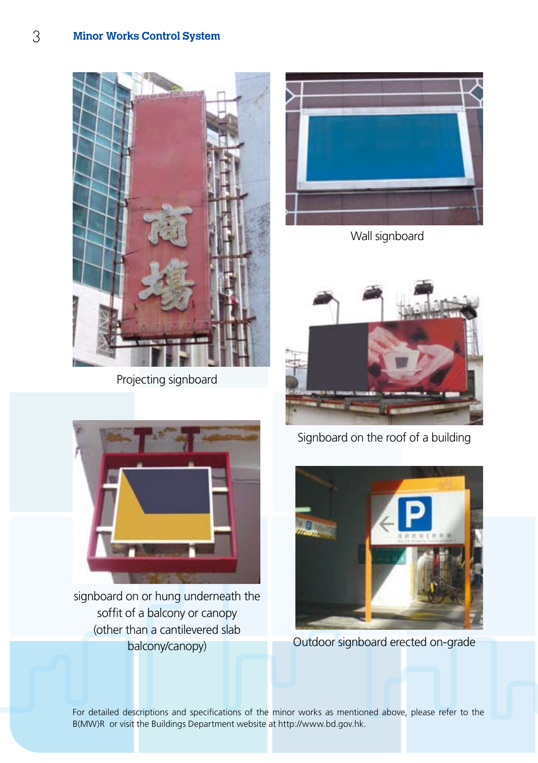Projecting signboard

Wall signboard

Signboard on the roof of a building

signboard on or hung underneath the soffit of a balcony or canopy (other than a cantilevered slab balcony/canopy)

Outdoor signboard erected on-grade

For detailed descriptions and specifications of the minor works as mentioned above, please refer to the B(MW)R or visit the Buildings Department website at http://www.bd.gov.hk.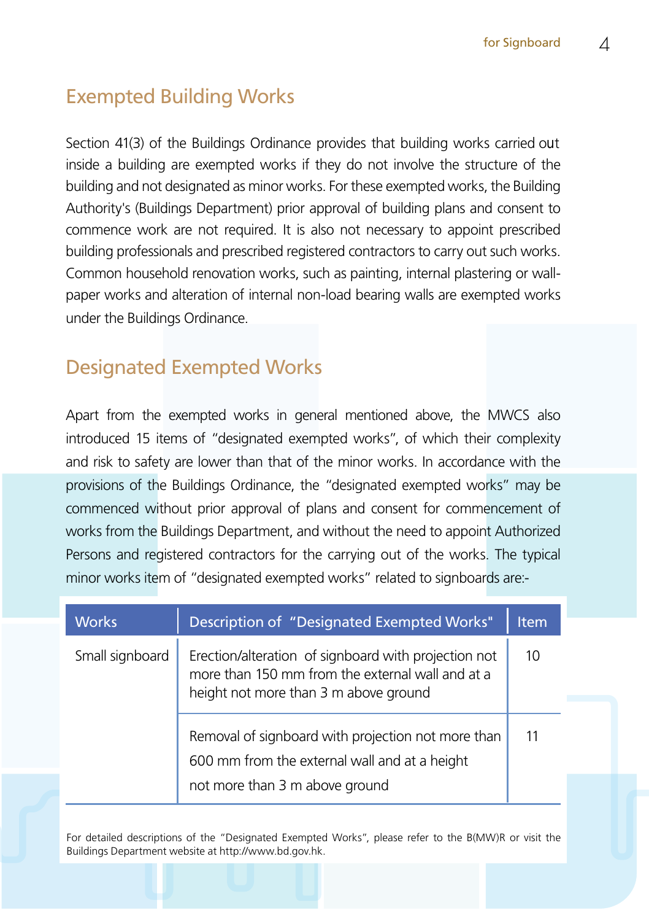## Exempted Building Works

Section 41(3) of the Buildings Ordinance provides that building works carried out inside a building are exempted works if they do not involve the structure of the building and not designated as minor works. For these exempted works, the Building Authority's (Buildings Department) prior approval of building plans and consent to commence work are not required. It is also not necessary to appoint prescribed building professionals and prescribed registered contractors to carry out such works. Common household renovation works, such as painting, internal plastering or wall-paper works and alteration of internal non-load bearing walls are exempted works under the Buildings Ordinance.

## Designated Exempted Works

Apart from the exempted works in general mentioned above, the MWCS also introduced 15 items of "designated exempted works", of which their complexity and risk to safety are lower than that of the minor works. In accordance with the provisions of the Buildings Ordinance, the "designated exempted works" may be commenced without prior approval of plans and consent for commencement of works from the Buildings Department, and without the need to appoint Authorized Persons and registered contractors for the carrying out of the works. The typical minor works item of "designated exempted works" related to signboards are:-

| Works | Description of "Designated Exempted Works" | Item |
|---|---|---|
| Small signboard | Erection/alteration of signboard with projection not more than 150 mm from the external wall and at a height not more than 3 m above ground | 10 |
| | Removal of signboard with projection not more than 600 mm from the external wall and at a height not more than 3 m above ground | 11 |

For detailed descriptions of the "Designated Exempted Works", please refer to the B(MW)R or visit the Buildings Department website at http://www.bd.gov.hk.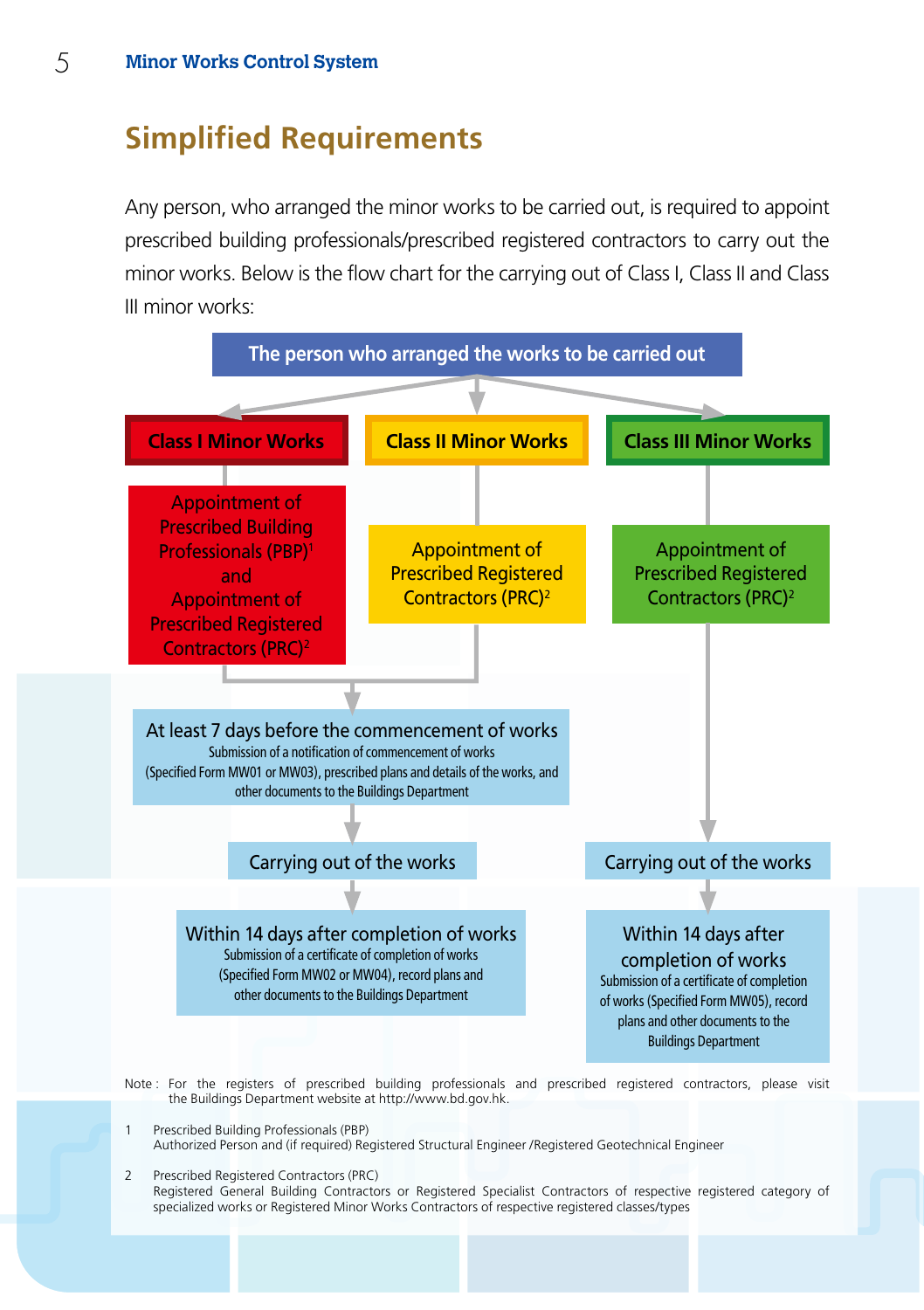## Simplified Requirements

Any person, who arranged the minor works to be carried out, is required to appoint prescribed building professionals/prescribed registered contractors to carry out the minor works. Below is the flow chart for the carrying out of Class I, Class II and Class III minor works:

**The person who arranged the works to be carried out**

**Class I Minor Works**

Appointment of Prescribed Building Professionals (PBP)[1] and Appointment of Prescribed Registered Contractors (PRC)[2]

**Class II Minor Works**

Appointment of Prescribed Registered Contractors (PRC)[2]

*Class I and Class II Minor Works then proceed as follows:*

**At least 7 days before the commencement of works**

Submission of a notification of commencement of works (Specified Form MW01 or MW03), prescribed plans and details of the works, and other documents to the Buildings Department

**Carrying out of the works**

**Within 14 days after completion of works**

Submission of a certificate of completion of works (Specified Form MW02 or MW04), record plans and other documents to the Buildings Department

**Class III Minor Works**

Appointment of Prescribed Registered Contractors (PRC)[2]

**Carrying out of the works**

**Within 14 days after completion of works**

Submission of a certificate of completion of works (Specified Form MW05), record plans and other documents to the Buildings Department

Note : For the registers of prescribed building professionals and prescribed registered contractors, please visit the Buildings Department website at http://www.bd.gov.hk.

1 Prescribed Building Professionals (PBP)
Authorized Person and (if required) Registered Structural Engineer /Registered Geotechnical Engineer

2 Prescribed Registered Contractors (PRC)
Registered General Building Contractors or Registered Specialist Contractors of respective registered category of specialized works or Registered Minor Works Contractors of respective registered classes/types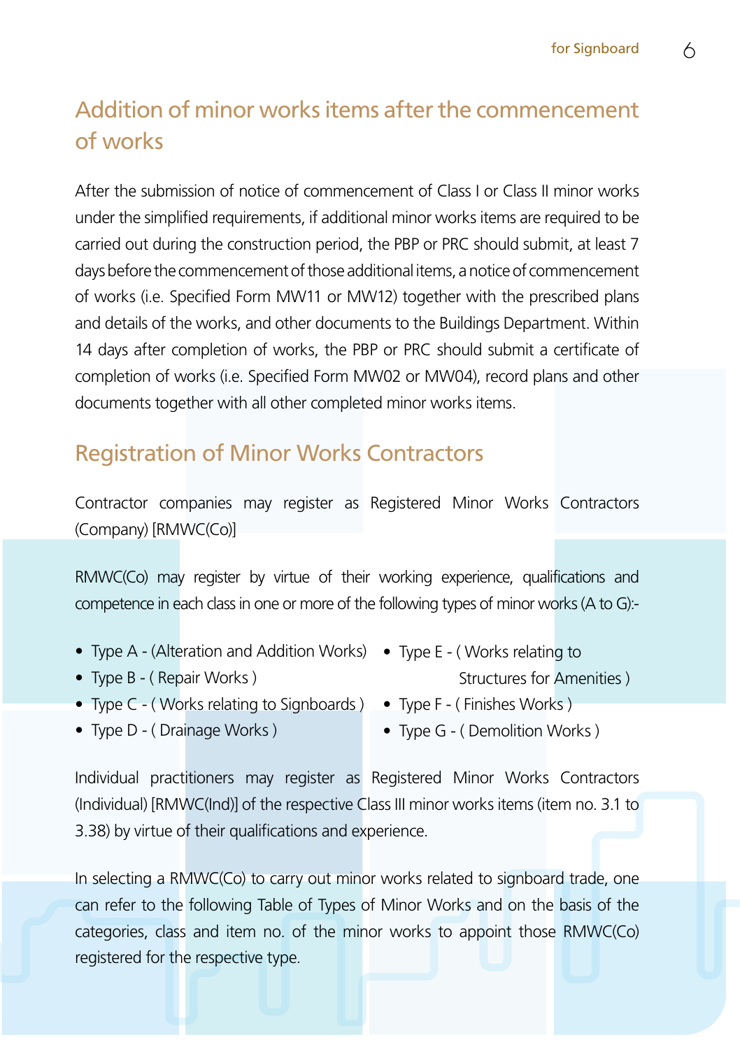## Addition of minor works items after the commencement of works

After the submission of notice of commencement of Class I or Class II minor works under the simplified requirements, if additional minor works items are required to be carried out during the construction period, the PBP or PRC should submit, at least 7 days before the commencement of those additional items, a notice of commencement of works (i.e. Specified Form MW11 or MW12) together with the prescribed plans and details of the works, and other documents to the Buildings Department. Within 14 days after completion of works, the PBP or PRC should submit a certificate of completion of works (i.e. Specified Form MW02 or MW04), record plans and other documents together with all other completed minor works items.

## Registration of Minor Works Contractors

Contractor companies may register as Registered Minor Works Contractors (Company) [RMWC(Co)]

RMWC(Co) may register by virtue of their working experience, qualifications and competence in each class in one or more of the following types of minor works (A to G):-

- Type A - (Alteration and Addition Works)
- Type B - ( Repair Works )
- Type C - ( Works relating to Signboards )
- Type D - ( Drainage Works )
- Type E - ( Works relating to Structures for Amenities )
- Type F - ( Finishes Works )
- Type G - ( Demolition Works )

Individual practitioners may register as Registered Minor Works Contractors (Individual) [RMWC(Ind)] of the respective Class III minor works items (item no. 3.1 to 3.38) by virtue of their qualifications and experience.

In selecting a RMWC(Co) to carry out minor works related to signboard trade, one can refer to the following Table of Types of Minor Works and on the basis of the categories, class and item no. of the minor works to appoint those RMWC(Co) registered for the respective type.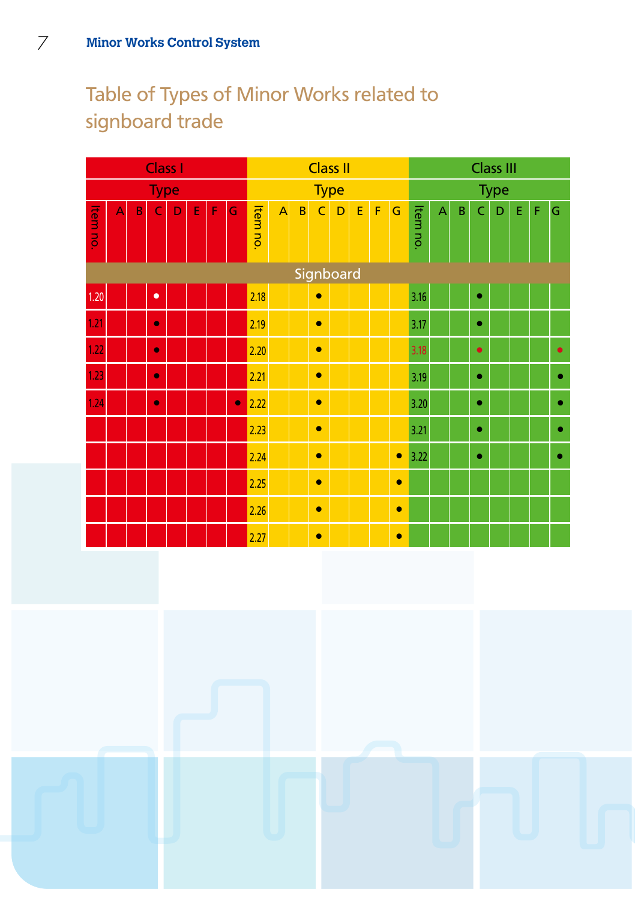## Table of Types of Minor Works related to signboard trade

| Class I | | | | | | | | Class II | | | | | | | | Class III | | | | | | | |
|---|---|---|---|---|---|---|---|---|---|---|---|---|---|---|---|---|---|---|---|---|---|---|---|
| Type | | | | | | | | Type | | | | | | | | Type | | | | | | | |
| Item no. | A | B | C | D | E | F | G | Item no. | A | B | C | D | E | F | G | Item no. | A | B | C | D | E | F | G |
| **Signboard** | | | | | | | | | | | | | | | | | | | | | | | |
| 1.20 | | | • | | | | | 2.18 | | | • | | | | | 3.16 | | | • | | | | |
| 1.21 | | | • | | | | | 2.19 | | | • | | | | | 3.17 | | | • | | | | |
| 1.22 | | | • | | | | | 2.20 | | | • | | | | | 3.18 | | | • | | | | • |
| 1.23 | | | • | | | | | 2.21 | | | • | | | | | 3.19 | | | • | | | | • |
| 1.24 | | | • | | | | • | 2.22 | | | • | | | | | 3.20 | | | • | | | | • |
| | | | | | | | | 2.23 | | | • | | | | | 3.21 | | | • | | | | • |
| | | | | | | | | 2.24 | | | • | | | | • | 3.22 | | | • | | | | • |
| | | | | | | | | 2.25 | | | • | | | | • | | | | | | | | |
| | | | | | | | | 2.26 | | | • | | | | • | | | | | | | | |
| | | | | | | | | 2.27 | | | • | | | | • | | | | | | | | |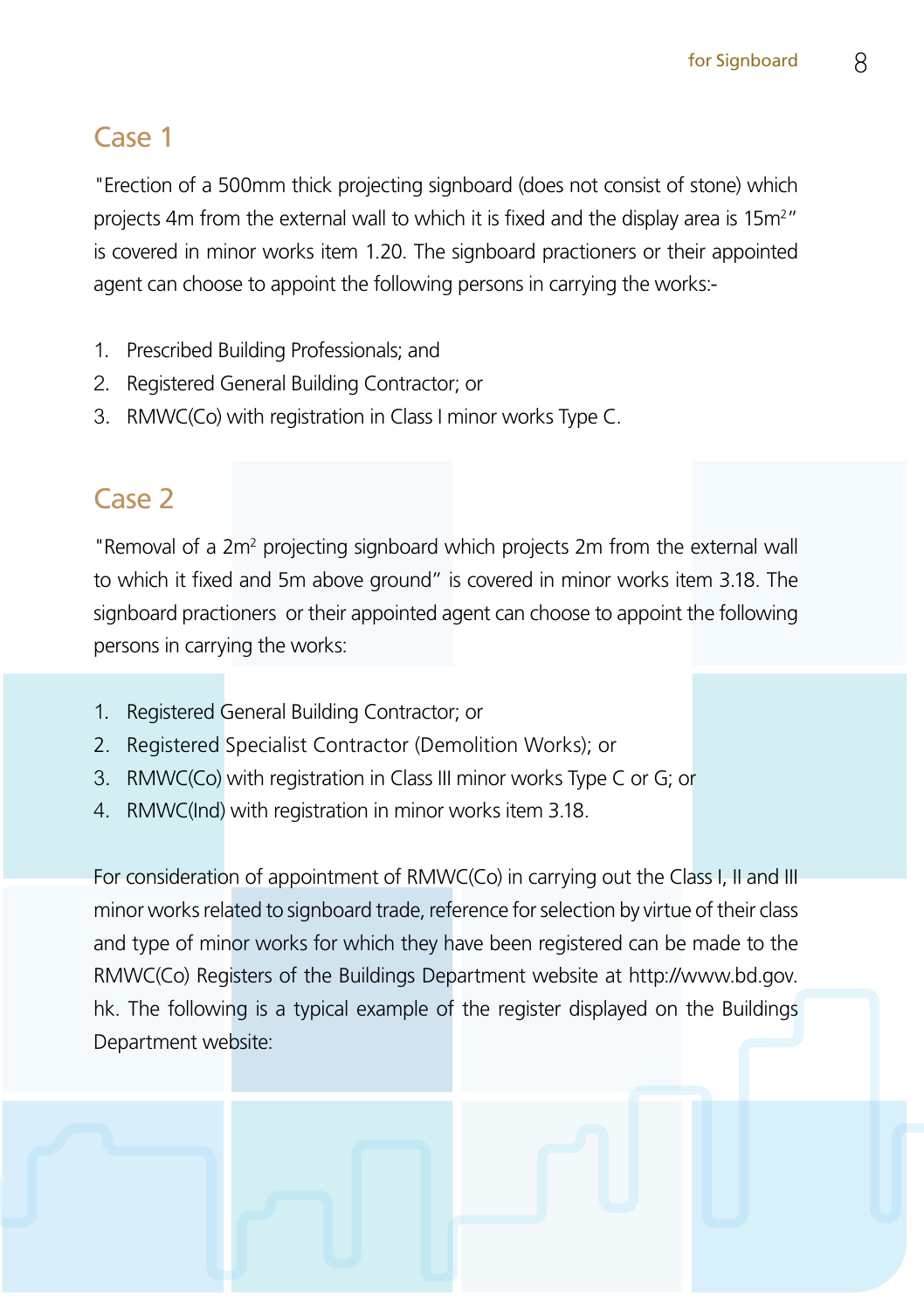## Case 1

"Erection of a 500mm thick projecting signboard (does not consist of stone) which projects 4m from the external wall to which it is fixed and the display area is 15m$^2$" is covered in minor works item 1.20. The signboard practioners or their appointed agent can choose to appoint the following persons in carrying the works:-

1. Prescribed Building Professionals; and
2. Registered General Building Contractor; or
3. RMWC(Co) with registration in Class I minor works Type C.

## Case 2

"Removal of a 2m$^2$ projecting signboard which projects 2m from the external wall to which it fixed and 5m above ground" is covered in minor works item 3.18. The signboard practioners or their appointed agent can choose to appoint the following persons in carrying the works:

1. Registered General Building Contractor; or
2. Registered Specialist Contractor (Demolition Works); or
3. RMWC(Co) with registration in Class III minor works Type C or G; or
4. RMWC(Ind) with registration in minor works item 3.18.

For consideration of appointment of RMWC(Co) in carrying out the Class I, II and III minor works related to signboard trade, reference for selection by virtue of their class and type of minor works for which they have been registered can be made to the RMWC(Co) Registers of the Buildings Department website at http://www.bd.gov.hk. The following is a typical example of the register displayed on the Buildings Department website: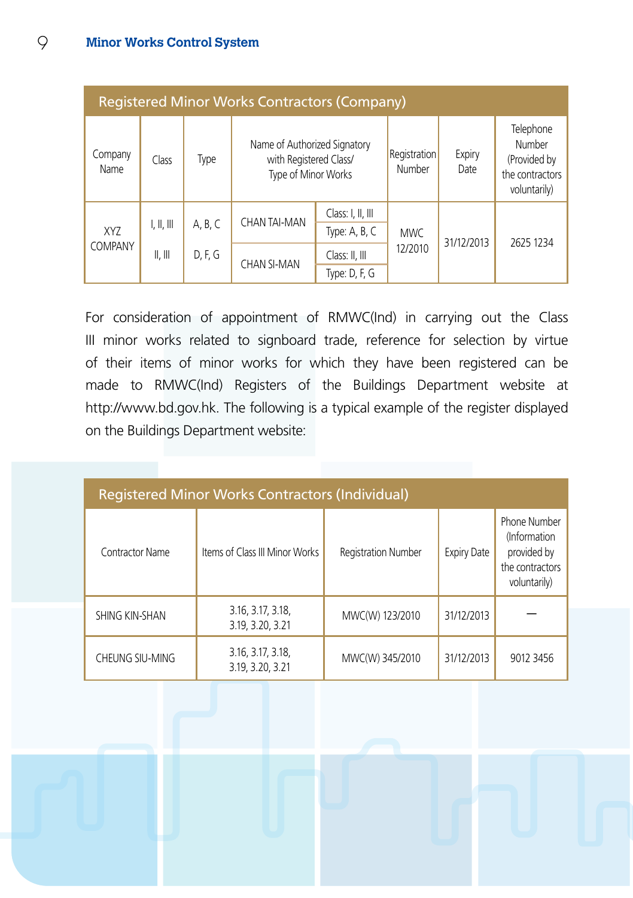| Registered Minor Works Contractors (Company) | | | | | | | |
|---|---|---|---|---|---|---|---|
| Company Name | Class | Type | Name of Authorized Signatory with Registered Class/ Type of Minor Works | | Registration Number | Expiry Date | Telephone Number (Provided by the contractors voluntarily) |
| XYZ COMPANY | I, II, III | A, B, C | CHAN TAI-MAN | Class: I, II, III<br>Type: A, B, C | MWC 12/2010 | 31/12/2013 | 2625 1234 |
| | II, III | D, F, G | CHAN SI-MAN | Class: II, III<br>Type: D, F, G | | | |

For consideration of appointment of RMWC(Ind) in carrying out the Class III minor works related to signboard trade, reference for selection by virtue of their items of minor works for which they have been registered can be made to RMWC(Ind) Registers of the Buildings Department website at http://www.bd.gov.hk. The following is a typical example of the register displayed on the Buildings Department website:

| Registered Minor Works Contractors (Individual) | | | | |
|---|---|---|---|---|
| Contractor Name | Items of Class III Minor Works | Registration Number | Expiry Date | Phone Number (Information provided by the contractors voluntarily) |
| SHING KIN-SHAN | 3.16, 3.17, 3.18, 3.19, 3.20, 3.21 | MWC(W) 123/2010 | 31/12/2013 | — |
| CHEUNG SIU-MING | 3.16, 3.17, 3.18, 3.19, 3.20, 3.21 | MWC(W) 345/2010 | 31/12/2013 | 9012 3456 |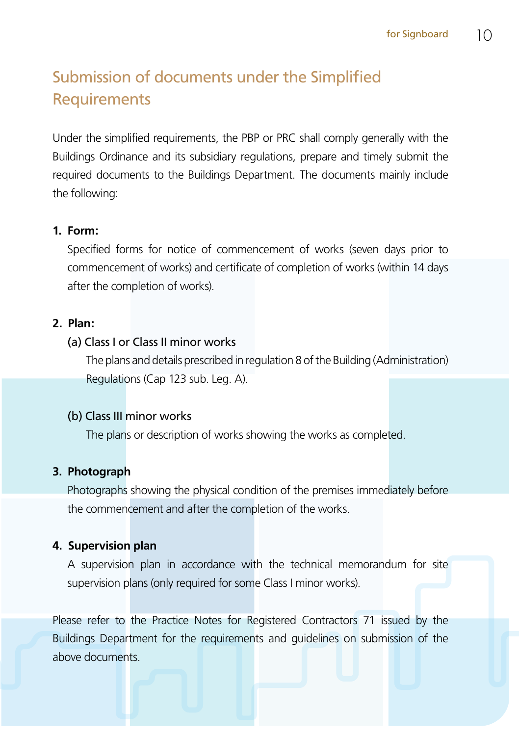## Submission of documents under the Simplified Requirements

Under the simplified requirements, the PBP or PRC shall comply generally with the Buildings Ordinance and its subsidiary regulations, prepare and timely submit the required documents to the Buildings Department. The documents mainly include the following:

1. **Form:**

   Specified forms for notice of commencement of works (seven days prior to commencement of works) and certificate of completion of works (within 14 days after the completion of works).

2. **Plan:**

   (a) Class I or Class II minor works

   The plans and details prescribed in regulation 8 of the Building (Administration) Regulations (Cap 123 sub. Leg. A).

   (b) Class III minor works

   The plans or description of works showing the works as completed.

3. **Photograph**

   Photographs showing the physical condition of the premises immediately before the commencement and after the completion of the works.

4. **Supervision plan**

   A supervision plan in accordance with the technical memorandum for site supervision plans (only required for some Class I minor works).

Please refer to the Practice Notes for Registered Contractors 71 issued by the Buildings Department for the requirements and guidelines on submission of the above documents.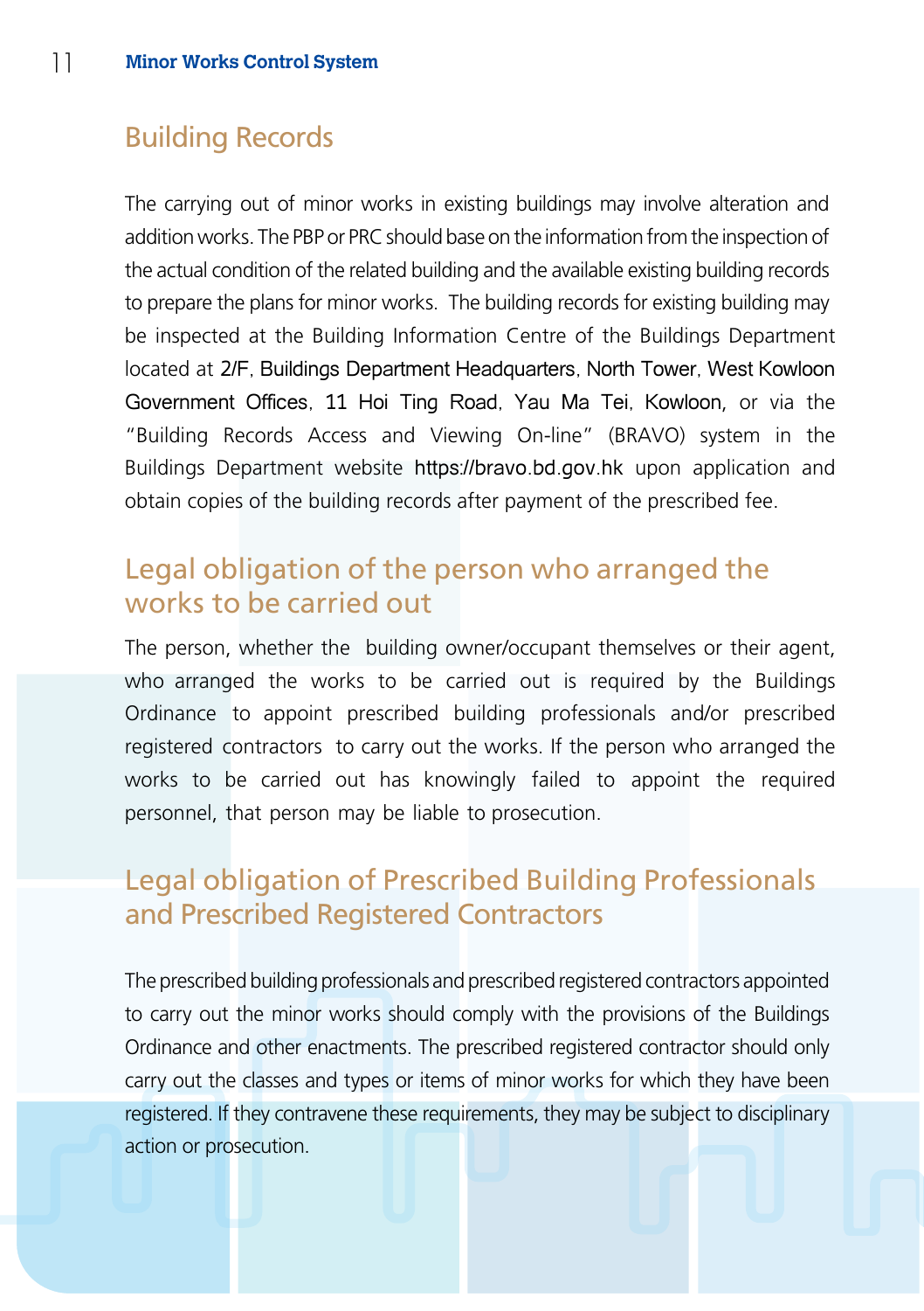## Building Records

The carrying out of minor works in existing buildings may involve alteration and addition works. The PBP or PRC should base on the information from the inspection of the actual condition of the related building and the available existing building records to prepare the plans for minor works. The building records for existing building may be inspected at the Building Information Centre of the Buildings Department located at 2/F, Buildings Department Headquarters, North Tower, West Kowloon Government Offices, 11 Hoi Ting Road, Yau Ma Tei, Kowloon, or via the "Building Records Access and Viewing On-line" (BRAVO) system in the Buildings Department website https://bravo.bd.gov.hk upon application and obtain copies of the building records after payment of the prescribed fee.

## Legal obligation of the person who arranged the works to be carried out

The person, whether the building owner/occupant themselves or their agent, who arranged the works to be carried out is required by the Buildings Ordinance to appoint prescribed building professionals and/or prescribed registered contractors to carry out the works. If the person who arranged the works to be carried out has knowingly failed to appoint the required personnel, that person may be liable to prosecution.

## Legal obligation of Prescribed Building Professionals and Prescribed Registered Contractors

The prescribed building professionals and prescribed registered contractors appointed to carry out the minor works should comply with the provisions of the Buildings Ordinance and other enactments. The prescribed registered contractor should only carry out the classes and types or items of minor works for which they have been registered. If they contravene these requirements, they may be subject to disciplinary action or prosecution.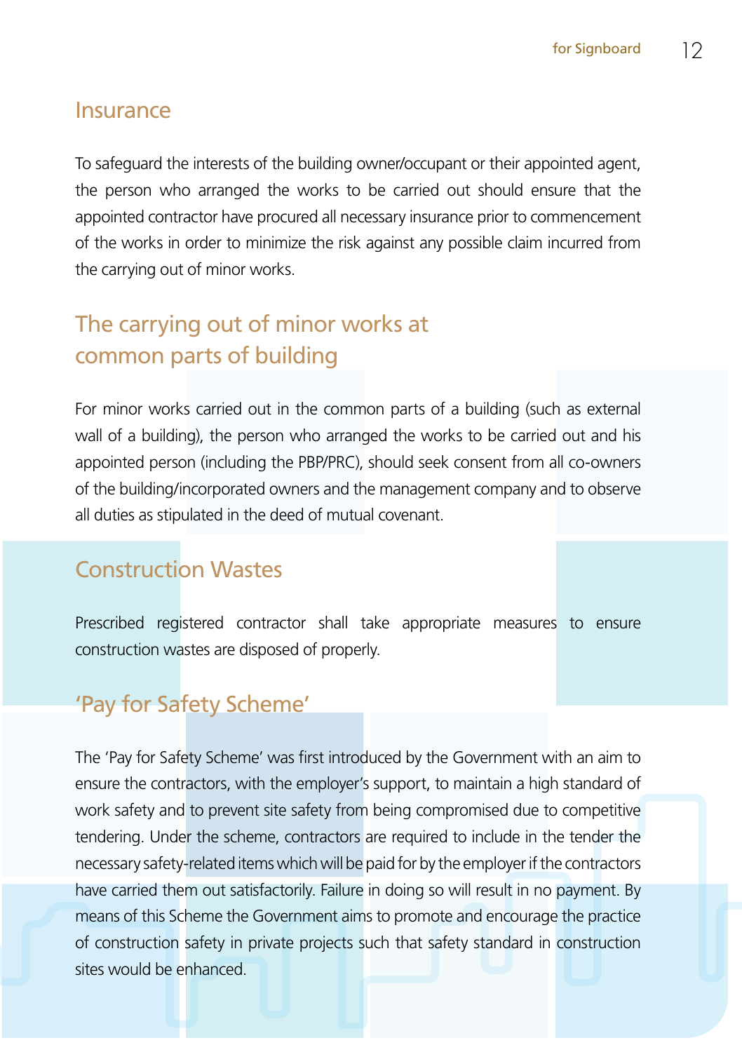## Insurance

To safeguard the interests of the building owner/occupant or their appointed agent, the person who arranged the works to be carried out should ensure that the appointed contractor have procured all necessary insurance prior to commencement of the works in order to minimize the risk against any possible claim incurred from the carrying out of minor works.

## The carrying out of minor works at common parts of building

For minor works carried out in the common parts of a building (such as external wall of a building), the person who arranged the works to be carried out and his appointed person (including the PBP/PRC), should seek consent from all co-owners of the building/incorporated owners and the management company and to observe all duties as stipulated in the deed of mutual covenant.

## Construction Wastes

Prescribed registered contractor shall take appropriate measures to ensure construction wastes are disposed of properly.

## 'Pay for Safety Scheme'

The 'Pay for Safety Scheme' was first introduced by the Government with an aim to ensure the contractors, with the employer's support, to maintain a high standard of work safety and to prevent site safety from being compromised due to competitive tendering. Under the scheme, contractors are required to include in the tender the necessary safety-related items which will be paid for by the employer if the contractors have carried them out satisfactorily. Failure in doing so will result in no payment. By means of this Scheme the Government aims to promote and encourage the practice of construction safety in private projects such that safety standard in construction sites would be enhanced.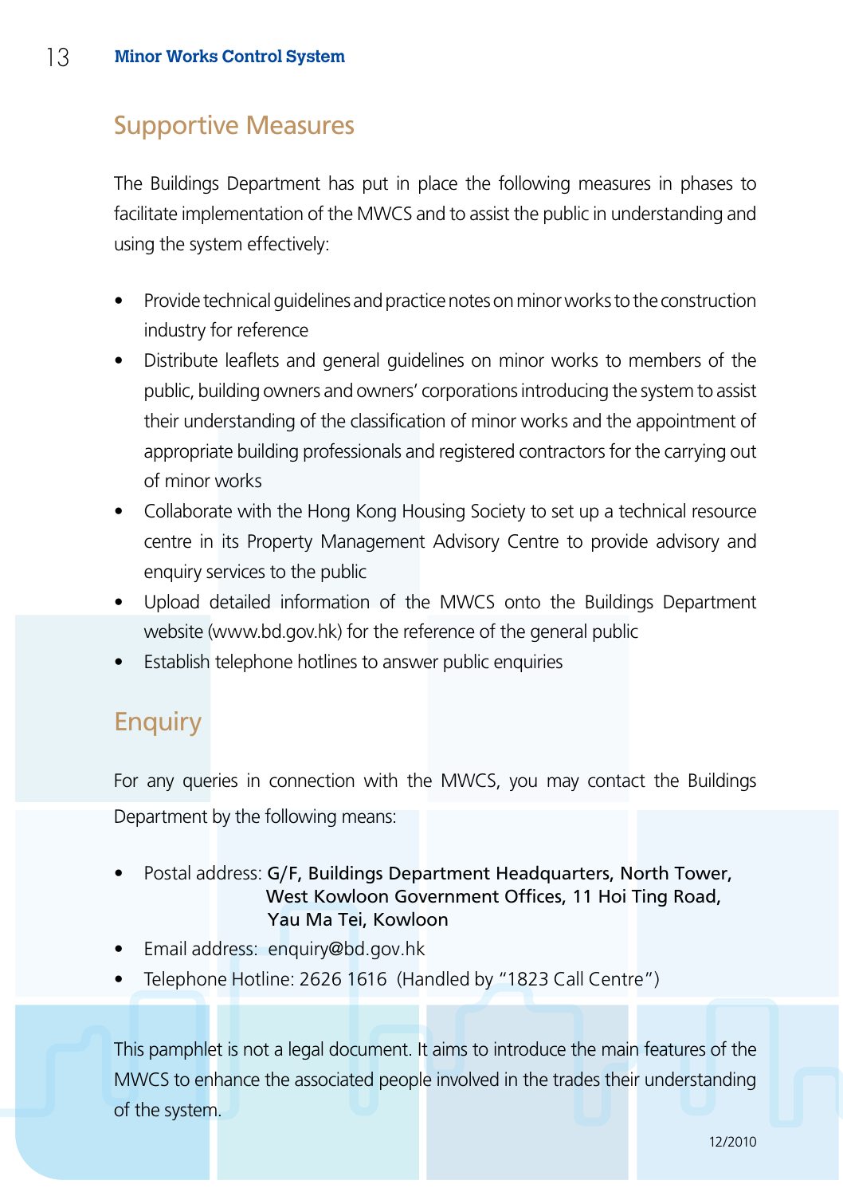## Supportive Measures

The Buildings Department has put in place the following measures in phases to facilitate implementation of the MWCS and to assist the public in understanding and using the system effectively:

- Provide technical guidelines and practice notes on minor works to the construction industry for reference
- Distribute leaflets and general guidelines on minor works to members of the public, building owners and owners' corporations introducing the system to assist their understanding of the classification of minor works and the appointment of appropriate building professionals and registered contractors for the carrying out of minor works
- Collaborate with the Hong Kong Housing Society to set up a technical resource centre in its Property Management Advisory Centre to provide advisory and enquiry services to the public
- Upload detailed information of the MWCS onto the Buildings Department website (www.bd.gov.hk) for the reference of the general public
- Establish telephone hotlines to answer public enquiries

## Enquiry

For any queries in connection with the MWCS, you may contact the Buildings Department by the following means:

- Postal address: G/F, Buildings Department Headquarters, North Tower, West Kowloon Government Offices, 11 Hoi Ting Road, Yau Ma Tei, Kowloon
- Email address: enquiry@bd.gov.hk
- Telephone Hotline: 2626 1616 (Handled by "1823 Call Centre")

This pamphlet is not a legal document. It aims to introduce the main features of the MWCS to enhance the associated people involved in the trades their understanding of the system.

12/2010